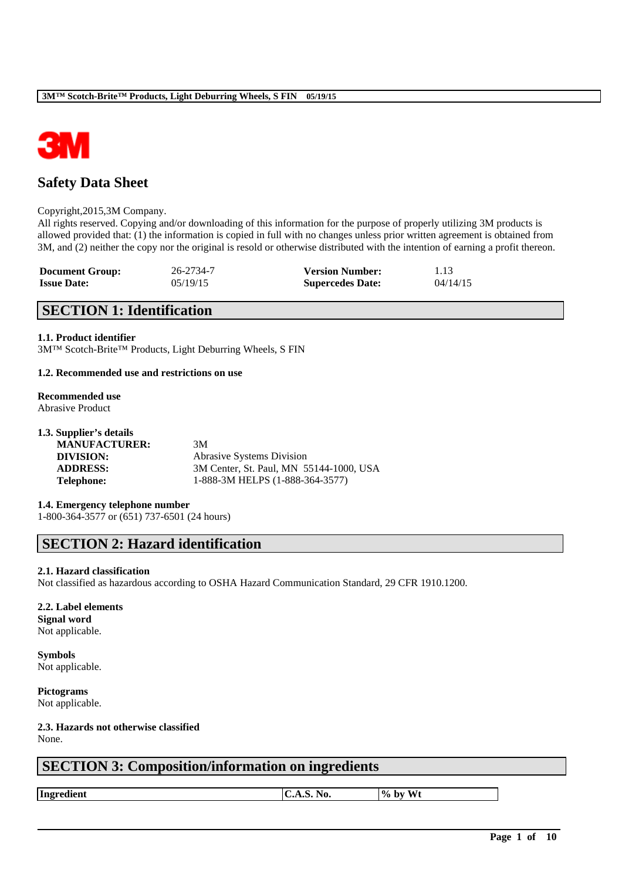# Safety Data Sheet

Copyright,2015,3M Company.
All rights reserved. Copying and/or downloading of this information for the purpose of properly utilizing 3M products is allowed provided that: (1) the information is copied in full with no changes unless prior written agreement is obtained from 3M, and (2) neither the copy nor the original is resold or otherwise distributed with the intention of earning a profit thereon.

| | | | |
|---|---|---|---|
| **Document Group:** | 26-2734-7 | **Version Number:** | 1.13 |
| **Issue Date:** | 05/19/15 | **Supercedes Date:** | 04/14/15 |

## SECTION 1: Identification

**1.1. Product identifier**
3M™ Scotch-Brite™ Products, Light Deburring Wheels, S FIN

**1.2. Recommended use and restrictions on use**

**Recommended use**
Abrasive Product

**1.3. Supplier's details**

| | |
|---|---|
| **MANUFACTURER:** | 3M |
| **DIVISION:** | Abrasive Systems Division |
| **ADDRESS:** | 3M Center, St. Paul, MN 55144-1000, USA |
| **Telephone:** | 1-888-3M HELPS (1-888-364-3577) |

**1.4. Emergency telephone number**
1-800-364-3577 or (651) 737-6501 (24 hours)

## SECTION 2: Hazard identification

**2.1. Hazard classification**
Not classified as hazardous according to OSHA Hazard Communication Standard, 29 CFR 1910.1200.

**2.2. Label elements**

**Signal word**
Not applicable.

**Symbols**
Not applicable.

**Pictograms**
Not applicable.

**2.3. Hazards not otherwise classified**
None.

## SECTION 3: Composition/information on ingredients

| Ingredient | C.A.S. No. | % by Wt |
|---|---|---|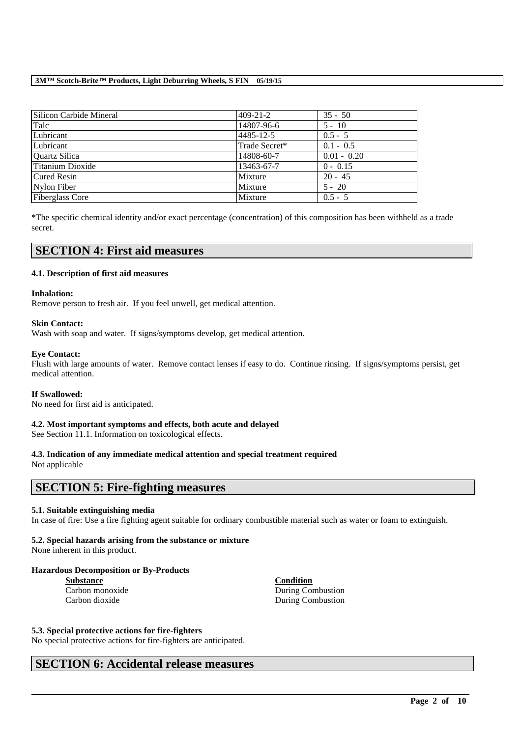| | | |
|---|---|---|
| Silicon Carbide Mineral | 409-21-2 | 35 - 50 |
| Talc | 14807-96-6 | 5 - 10 |
| Lubricant | 4485-12-5 | 0.5 - 5 |
| Lubricant | Trade Secret* | 0.1 - 0.5 |
| Quartz Silica | 14808-60-7 | 0.01 - 0.20 |
| Titanium Dioxide | 13463-67-7 | 0 - 0.15 |
| Cured Resin | Mixture | 20 - 45 |
| Nylon Fiber | Mixture | 5 - 20 |
| Fiberglass Core | Mixture | 0.5 - 5 |

*The specific chemical identity and/or exact percentage (concentration) of this composition has been withheld as a trade secret.

## SECTION 4: First aid measures

### 4.1. Description of first aid measures

**Inhalation:**
Remove person to fresh air. If you feel unwell, get medical attention.

**Skin Contact:**
Wash with soap and water. If signs/symptoms develop, get medical attention.

**Eye Contact:**
Flush with large amounts of water. Remove contact lenses if easy to do. Continue rinsing. If signs/symptoms persist, get medical attention.

**If Swallowed:**
No need for first aid is anticipated.

### 4.2. Most important symptoms and effects, both acute and delayed

See Section 11.1. Information on toxicological effects.

### 4.3. Indication of any immediate medical attention and special treatment required

Not applicable

## SECTION 5: Fire-fighting measures

### 5.1. Suitable extinguishing media

In case of fire: Use a fire fighting agent suitable for ordinary combustible material such as water or foam to extinguish.

### 5.2. Special hazards arising from the substance or mixture

None inherent in this product.

**Hazardous Decomposition or By-Products**

| Substance | Condition |
|---|---|
| Carbon monoxide | During Combustion |
| Carbon dioxide | During Combustion |

### 5.3. Special protective actions for fire-fighters

No special protective actions for fire-fighters are anticipated.

## SECTION 6: Accidental release measures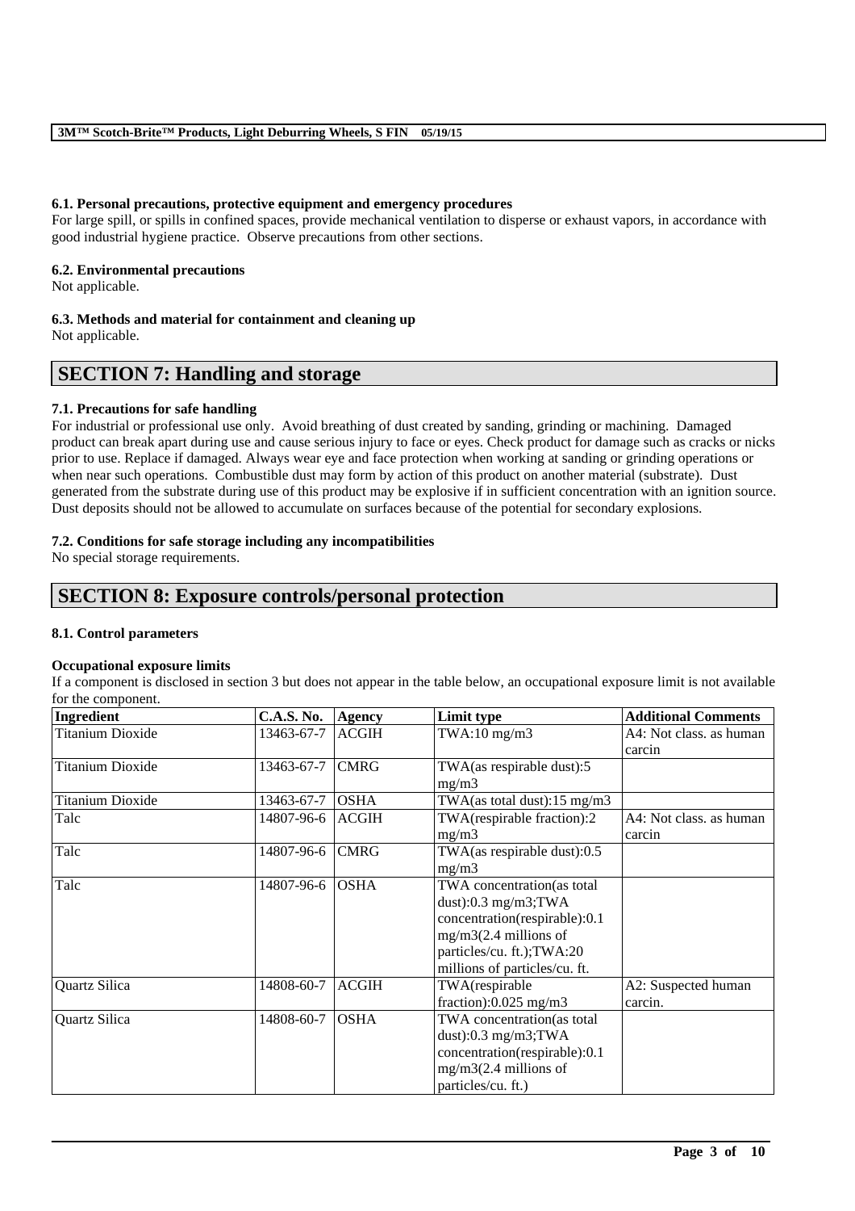### 6.1. Personal precautions, protective equipment and emergency procedures

For large spill, or spills in confined spaces, provide mechanical ventilation to disperse or exhaust vapors, in accordance with good industrial hygiene practice. Observe precautions from other sections.

### 6.2. Environmental precautions

Not applicable.

### 6.3. Methods and material for containment and cleaning up

Not applicable.

## SECTION 7: Handling and storage

### 7.1. Precautions for safe handling

For industrial or professional use only. Avoid breathing of dust created by sanding, grinding or machining. Damaged product can break apart during use and cause serious injury to face or eyes. Check product for damage such as cracks or nicks prior to use. Replace if damaged. Always wear eye and face protection when working at sanding or grinding operations or when near such operations. Combustible dust may form by action of this product on another material (substrate). Dust generated from the substrate during use of this product may be explosive if in sufficient concentration with an ignition source. Dust deposits should not be allowed to accumulate on surfaces because of the potential for secondary explosions.

### 7.2. Conditions for safe storage including any incompatibilities

No special storage requirements.

## SECTION 8: Exposure controls/personal protection

### 8.1. Control parameters

**Occupational exposure limits**

If a component is disclosed in section 3 but does not appear in the table below, an occupational exposure limit is not available for the component.

| Ingredient | C.A.S. No. | Agency | Limit type | Additional Comments |
|---|---|---|---|---|
| Titanium Dioxide | 13463-67-7 | ACGIH | TWA:10 mg/m3 | A4: Not class. as human carcin |
| Titanium Dioxide | 13463-67-7 | CMRG | TWA(as respirable dust):5 mg/m3 | |
| Titanium Dioxide | 13463-67-7 | OSHA | TWA(as total dust):15 mg/m3 | |
| Talc | 14807-96-6 | ACGIH | TWA(respirable fraction):2 mg/m3 | A4: Not class. as human carcin |
| Talc | 14807-96-6 | CMRG | TWA(as respirable dust):0.5 mg/m3 | |
| Talc | 14807-96-6 | OSHA | TWA concentration(as total dust):0.3 mg/m3;TWA concentration(respirable):0.1 mg/m3(2.4 millions of particles/cu. ft.);TWA:20 millions of particles/cu. ft. | |
| Quartz Silica | 14808-60-7 | ACGIH | TWA(respirable fraction):0.025 mg/m3 | A2: Suspected human carcin. |
| Quartz Silica | 14808-60-7 | OSHA | TWA concentration(as total dust):0.3 mg/m3;TWA concentration(respirable):0.1 mg/m3(2.4 millions of particles/cu. ft.) | |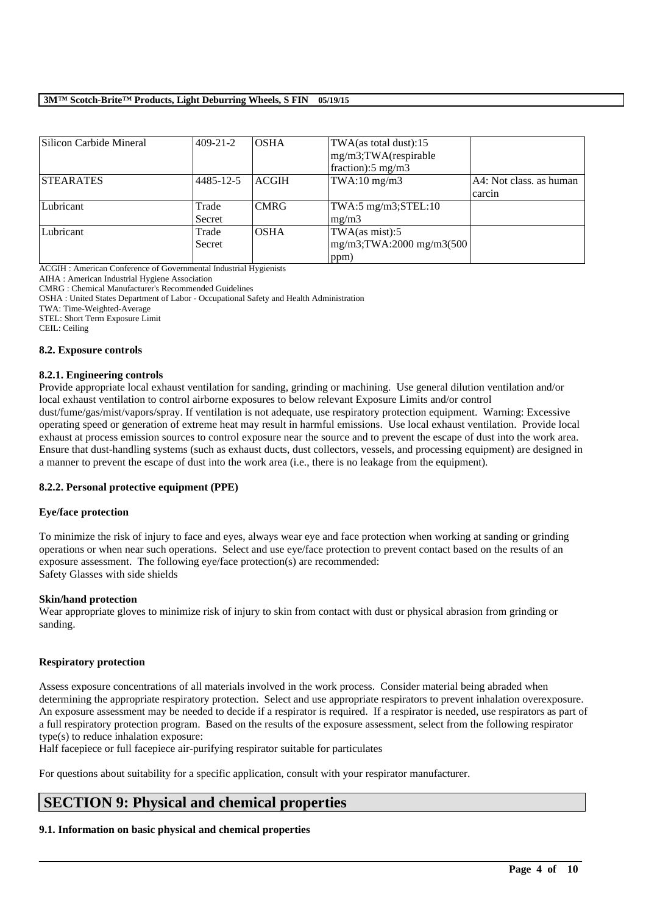| Silicon Carbide Mineral | 409-21-2 | OSHA | TWA(as total dust):15 mg/m3;TWA(respirable fraction):5 mg/m3 | |
|---|---|---|---|---|
| STEARATES | 4485-12-5 | ACGIH | TWA:10 mg/m3 | A4: Not class. as human carcin |
| Lubricant | Trade Secret | CMRG | TWA:5 mg/m3;STEL:10 mg/m3 | |
| Lubricant | Trade Secret | OSHA | TWA(as mist):5 mg/m3;TWA:2000 mg/m3(500 ppm) | |

ACGIH : American Conference of Governmental Industrial Hygienists
AIHA : American Industrial Hygiene Association
CMRG : Chemical Manufacturer's Recommended Guidelines
OSHA : United States Department of Labor - Occupational Safety and Health Administration
TWA: Time-Weighted-Average
STEL: Short Term Exposure Limit
CEIL: Ceiling

### 8.2. Exposure controls

#### 8.2.1. Engineering controls

Provide appropriate local exhaust ventilation for sanding, grinding or machining. Use general dilution ventilation and/or local exhaust ventilation to control airborne exposures to below relevant Exposure Limits and/or control dust/fume/gas/mist/vapors/spray. If ventilation is not adequate, use respiratory protection equipment. Warning: Excessive operating speed or generation of extreme heat may result in harmful emissions. Use local exhaust ventilation. Provide local exhaust at process emission sources to control exposure near the source and to prevent the escape of dust into the work area. Ensure that dust-handling systems (such as exhaust ducts, dust collectors, vessels, and processing equipment) are designed in a manner to prevent the escape of dust into the work area (i.e., there is no leakage from the equipment).

#### 8.2.2. Personal protective equipment (PPE)

**Eye/face protection**

To minimize the risk of injury to face and eyes, always wear eye and face protection when working at sanding or grinding operations or when near such operations. Select and use eye/face protection to prevent contact based on the results of an exposure assessment. The following eye/face protection(s) are recommended:
Safety Glasses with side shields

**Skin/hand protection**

Wear appropriate gloves to minimize risk of injury to skin from contact with dust or physical abrasion from grinding or sanding.

**Respiratory protection**

Assess exposure concentrations of all materials involved in the work process. Consider material being abraded when determining the appropriate respiratory protection. Select and use appropriate respirators to prevent inhalation overexposure. An exposure assessment may be needed to decide if a respirator is required. If a respirator is needed, use respirators as part of a full respiratory protection program. Based on the results of the exposure assessment, select from the following respirator type(s) to reduce inhalation exposure:
Half facepiece or full facepiece air-purifying respirator suitable for particulates

For questions about suitability for a specific application, consult with your respirator manufacturer.

## SECTION 9: Physical and chemical properties

### 9.1. Information on basic physical and chemical properties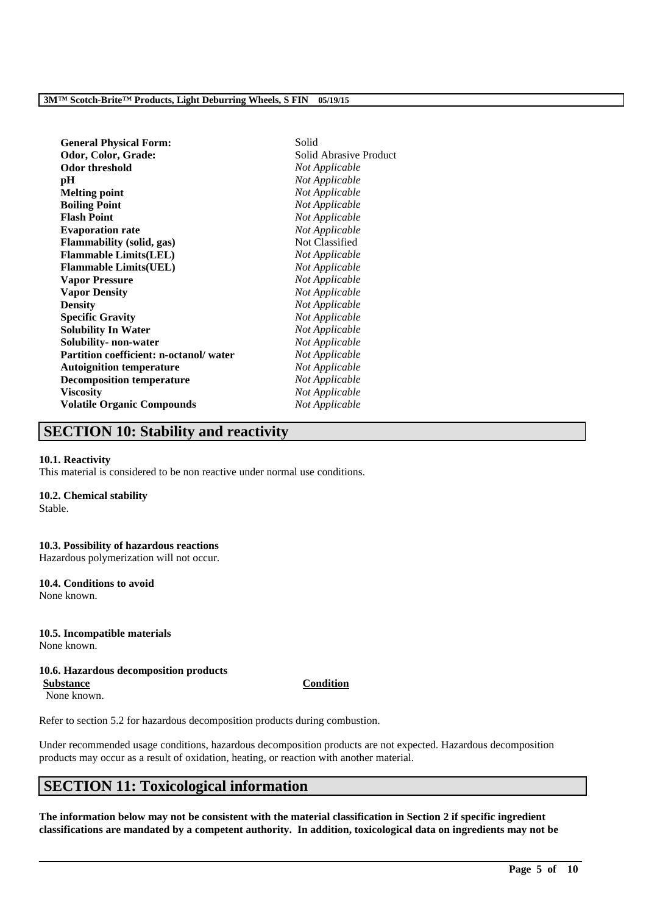| | |
|---|---|
| **General Physical Form:** | Solid |
| **Odor, Color, Grade:** | Solid Abrasive Product |
| **Odor threshold** | *Not Applicable* |
| **pH** | *Not Applicable* |
| **Melting point** | *Not Applicable* |
| **Boiling Point** | *Not Applicable* |
| **Flash Point** | *Not Applicable* |
| **Evaporation rate** | *Not Applicable* |
| **Flammability (solid, gas)** | Not Classified |
| **Flammable Limits(LEL)** | *Not Applicable* |
| **Flammable Limits(UEL)** | *Not Applicable* |
| **Vapor Pressure** | *Not Applicable* |
| **Vapor Density** | *Not Applicable* |
| **Density** | *Not Applicable* |
| **Specific Gravity** | *Not Applicable* |
| **Solubility In Water** | *Not Applicable* |
| **Solubility- non-water** | *Not Applicable* |
| **Partition coefficient: n-octanol/ water** | *Not Applicable* |
| **Autoignition temperature** | *Not Applicable* |
| **Decomposition temperature** | *Not Applicable* |
| **Viscosity** | *Not Applicable* |
| **Volatile Organic Compounds** | *Not Applicable* |

## SECTION 10: Stability and reactivity

**10.1. Reactivity**
This material is considered to be non reactive under normal use conditions.

**10.2. Chemical stability**
Stable.

**10.3. Possibility of hazardous reactions**
Hazardous polymerization will not occur.

**10.4. Conditions to avoid**
None known.

**10.5. Incompatible materials**
None known.

**10.6. Hazardous decomposition products**

| Substance | Condition |
|---|---|
| None known. | |

Refer to section 5.2 for hazardous decomposition products during combustion.

Under recommended usage conditions, hazardous decomposition products are not expected. Hazardous decomposition products may occur as a result of oxidation, heating, or reaction with another material.

## SECTION 11: Toxicological information

**The information below may not be consistent with the material classification in Section 2 if specific ingredient classifications are mandated by a competent authority. In addition, toxicological data on ingredients may not be**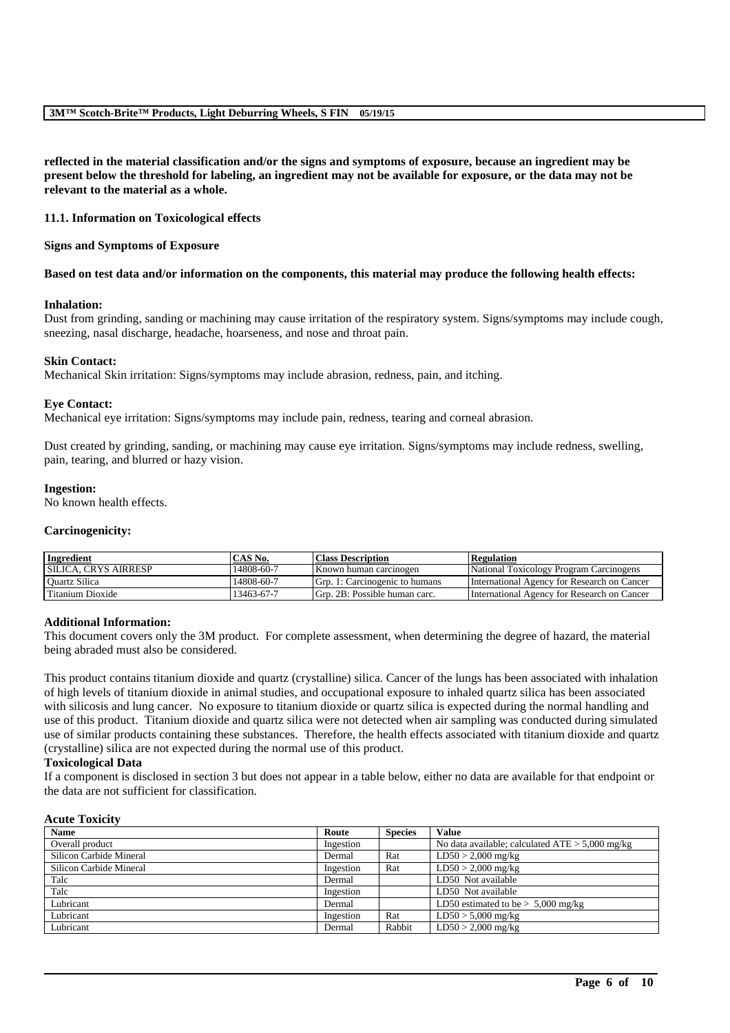**reflected in the material classification and/or the signs and symptoms of exposure, because an ingredient may be present below the threshold for labeling, an ingredient may not be available for exposure, or the data may not be relevant to the material as a whole.**

### 11.1. Information on Toxicological effects

**Signs and Symptoms of Exposure**

**Based on test data and/or information on the components, this material may produce the following health effects:**

**Inhalation:**
Dust from grinding, sanding or machining may cause irritation of the respiratory system. Signs/symptoms may include cough, sneezing, nasal discharge, headache, hoarseness, and nose and throat pain.

**Skin Contact:**
Mechanical Skin irritation: Signs/symptoms may include abrasion, redness, pain, and itching.

**Eye Contact:**
Mechanical eye irritation: Signs/symptoms may include pain, redness, tearing and corneal abrasion.

Dust created by grinding, sanding, or machining may cause eye irritation. Signs/symptoms may include redness, swelling, pain, tearing, and blurred or hazy vision.

**Ingestion:**
No known health effects.

**Carcinogenicity:**

| Ingredient | CAS No. | Class Description | Regulation |
|---|---|---|---|
| SILICA, CRYS AIRRESP | 14808-60-7 | Known human carcinogen | National Toxicology Program Carcinogens |
| Quartz Silica | 14808-60-7 | Grp. 1: Carcinogenic to humans | International Agency for Research on Cancer |
| Titanium Dioxide | 13463-67-7 | Grp. 2B: Possible human carc. | International Agency for Research on Cancer |

**Additional Information:**
This document covers only the 3M product. For complete assessment, when determining the degree of hazard, the material being abraded must also be considered.

This product contains titanium dioxide and quartz (crystalline) silica. Cancer of the lungs has been associated with inhalation of high levels of titanium dioxide in animal studies, and occupational exposure to inhaled quartz silica has been associated with silicosis and lung cancer. No exposure to titanium dioxide or quartz silica is expected during the normal handling and use of this product. Titanium dioxide and quartz silica were not detected when air sampling was conducted during simulated use of similar products containing these substances. Therefore, the health effects associated with titanium dioxide and quartz (crystalline) silica are not expected during the normal use of this product.

**Toxicological Data**
If a component is disclosed in section 3 but does not appear in a table below, either no data are available for that endpoint or the data are not sufficient for classification.

**Acute Toxicity**

| Name | Route | Species | Value |
|---|---|---|---|
| Overall product | Ingestion | | No data available; calculated ATE > 5,000 mg/kg |
| Silicon Carbide Mineral | Dermal | Rat | LD50 > 2,000 mg/kg |
| Silicon Carbide Mineral | Ingestion | Rat | LD50 > 2,000 mg/kg |
| Talc | Dermal | | LD50 Not available |
| Talc | Ingestion | | LD50 Not available |
| Lubricant | Dermal | | LD50 estimated to be > 5,000 mg/kg |
| Lubricant | Ingestion | Rat | LD50 > 5,000 mg/kg |
| Lubricant | Dermal | Rabbit | LD50 > 2,000 mg/kg |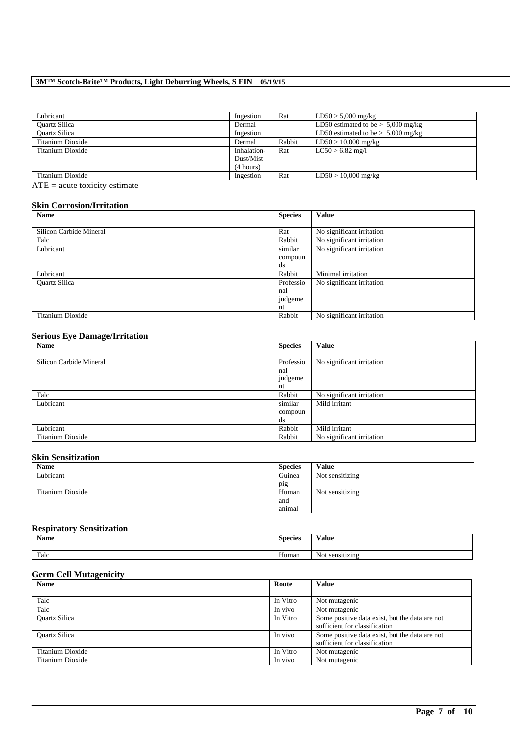| | | | |
|---|---|---|---|
| Lubricant | Ingestion | Rat | LD50 > 5,000 mg/kg |
| Quartz Silica | Dermal | | LD50 estimated to be > 5,000 mg/kg |
| Quartz Silica | Ingestion | | LD50 estimated to be > 5,000 mg/kg |
| Titanium Dioxide | Dermal | Rabbit | LD50 > 10,000 mg/kg |
| Titanium Dioxide | Inhalation-Dust/Mist (4 hours) | Rat | LC50 > 6.82 mg/l |
| Titanium Dioxide | Ingestion | Rat | LD50 > 10,000 mg/kg |

ATE = acute toxicity estimate

### Skin Corrosion/Irritation

| Name | Species | Value |
|---|---|---|
| Silicon Carbide Mineral | Rat | No significant irritation |
| Talc | Rabbit | No significant irritation |
| Lubricant | similar compounds | No significant irritation |
| Lubricant | Rabbit | Minimal irritation |
| Quartz Silica | Professional judgement | No significant irritation |
| Titanium Dioxide | Rabbit | No significant irritation |

### Serious Eye Damage/Irritation

| Name | Species | Value |
|---|---|---|
| Silicon Carbide Mineral | Professional judgement | No significant irritation |
| Talc | Rabbit | No significant irritation |
| Lubricant | similar compounds | Mild irritant |
| Lubricant | Rabbit | Mild irritant |
| Titanium Dioxide | Rabbit | No significant irritation |

### Skin Sensitization

| Name | Species | Value |
|---|---|---|
| Lubricant | Guinea pig | Not sensitizing |
| Titanium Dioxide | Human and animal | Not sensitizing |

### Respiratory Sensitization

| Name | Species | Value |
|---|---|---|
| Talc | Human | Not sensitizing |

### Germ Cell Mutagenicity

| Name | Route | Value |
|---|---|---|
| Talc | In Vitro | Not mutagenic |
| Talc | In vivo | Not mutagenic |
| Quartz Silica | In Vitro | Some positive data exist, but the data are not sufficient for classification |
| Quartz Silica | In vivo | Some positive data exist, but the data are not sufficient for classification |
| Titanium Dioxide | In Vitro | Not mutagenic |
| Titanium Dioxide | In vivo | Not mutagenic |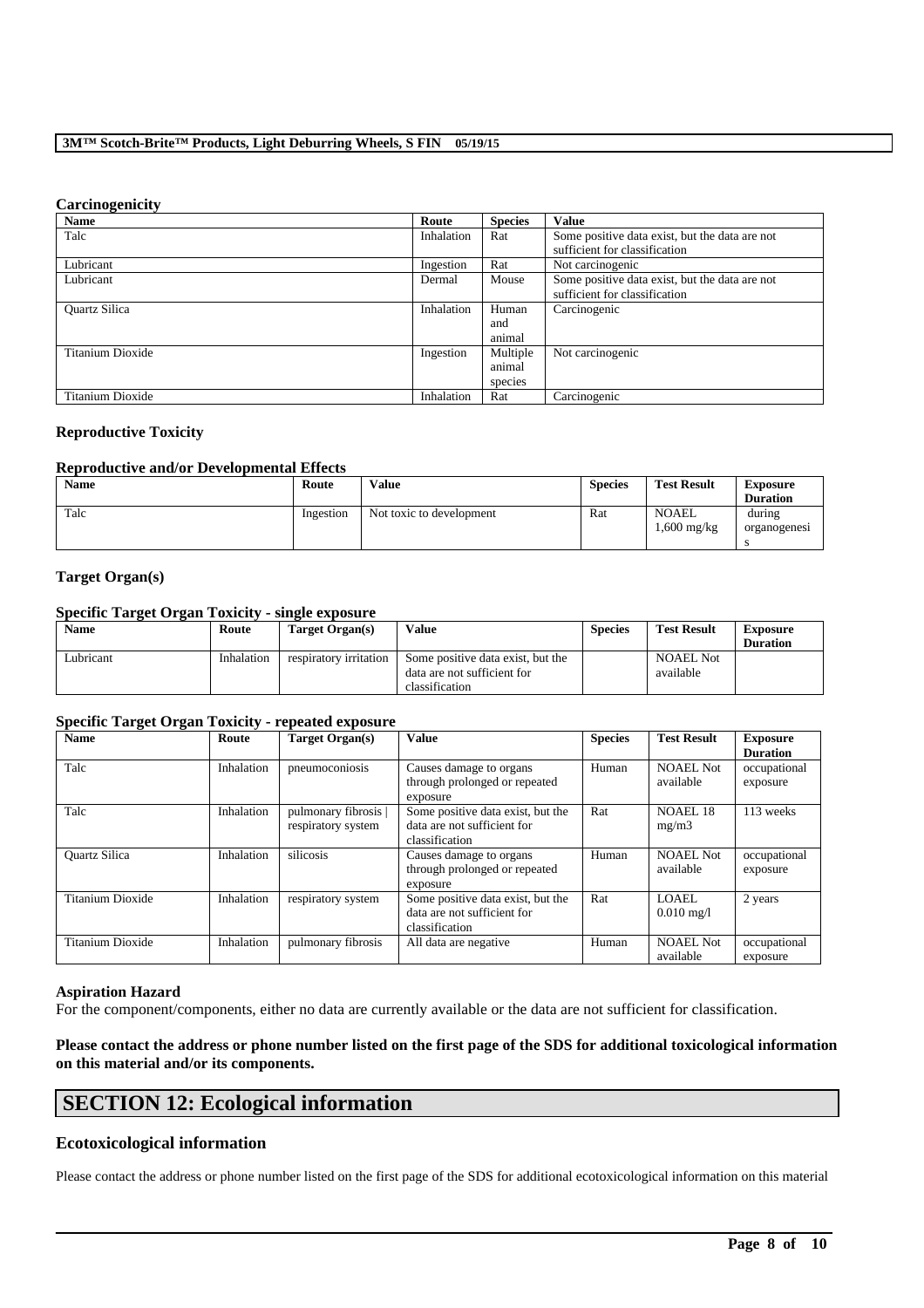### Carcinogenicity

| Name | Route | Species | Value |
|---|---|---|---|
| Talc | Inhalation | Rat | Some positive data exist, but the data are not sufficient for classification |
| Lubricant | Ingestion | Rat | Not carcinogenic |
| Lubricant | Dermal | Mouse | Some positive data exist, but the data are not sufficient for classification |
| Quartz Silica | Inhalation | Human and animal | Carcinogenic |
| Titanium Dioxide | Ingestion | Multiple animal species | Not carcinogenic |
| Titanium Dioxide | Inhalation | Rat | Carcinogenic |

### Reproductive Toxicity

#### Reproductive and/or Developmental Effects

| Name | Route | Value | Species | Test Result | Exposure Duration |
|---|---|---|---|---|---|
| Talc | Ingestion | Not toxic to development | Rat | NOAEL 1,600 mg/kg | during organogenesis |

### Target Organ(s)

#### Specific Target Organ Toxicity - single exposure

| Name | Route | Target Organ(s) | Value | Species | Test Result | Exposure Duration |
|---|---|---|---|---|---|---|
| Lubricant | Inhalation | respiratory irritation | Some positive data exist, but the data are not sufficient for classification | | NOAEL Not available | |

#### Specific Target Organ Toxicity - repeated exposure

| Name | Route | Target Organ(s) | Value | Species | Test Result | Exposure Duration |
|---|---|---|---|---|---|---|
| Talc | Inhalation | pneumoconiosis | Causes damage to organs through prolonged or repeated exposure | Human | NOAEL Not available | occupational exposure |
| Talc | Inhalation | pulmonary fibrosis \| respiratory system | Some positive data exist, but the data are not sufficient for classification | Rat | NOAEL 18 mg/m3 | 113 weeks |
| Quartz Silica | Inhalation | silicosis | Causes damage to organs through prolonged or repeated exposure | Human | NOAEL Not available | occupational exposure |
| Titanium Dioxide | Inhalation | respiratory system | Some positive data exist, but the data are not sufficient for classification | Rat | LOAEL 0.010 mg/l | 2 years |
| Titanium Dioxide | Inhalation | pulmonary fibrosis | All data are negative | Human | NOAEL Not available | occupational exposure |

### Aspiration Hazard

For the component/components, either no data are currently available or the data are not sufficient for classification.

**Please contact the address or phone number listed on the first page of the SDS for additional toxicological information on this material and/or its components.**

## SECTION 12: Ecological information

### Ecotoxicological information

Please contact the address or phone number listed on the first page of the SDS for additional ecotoxicological information on this material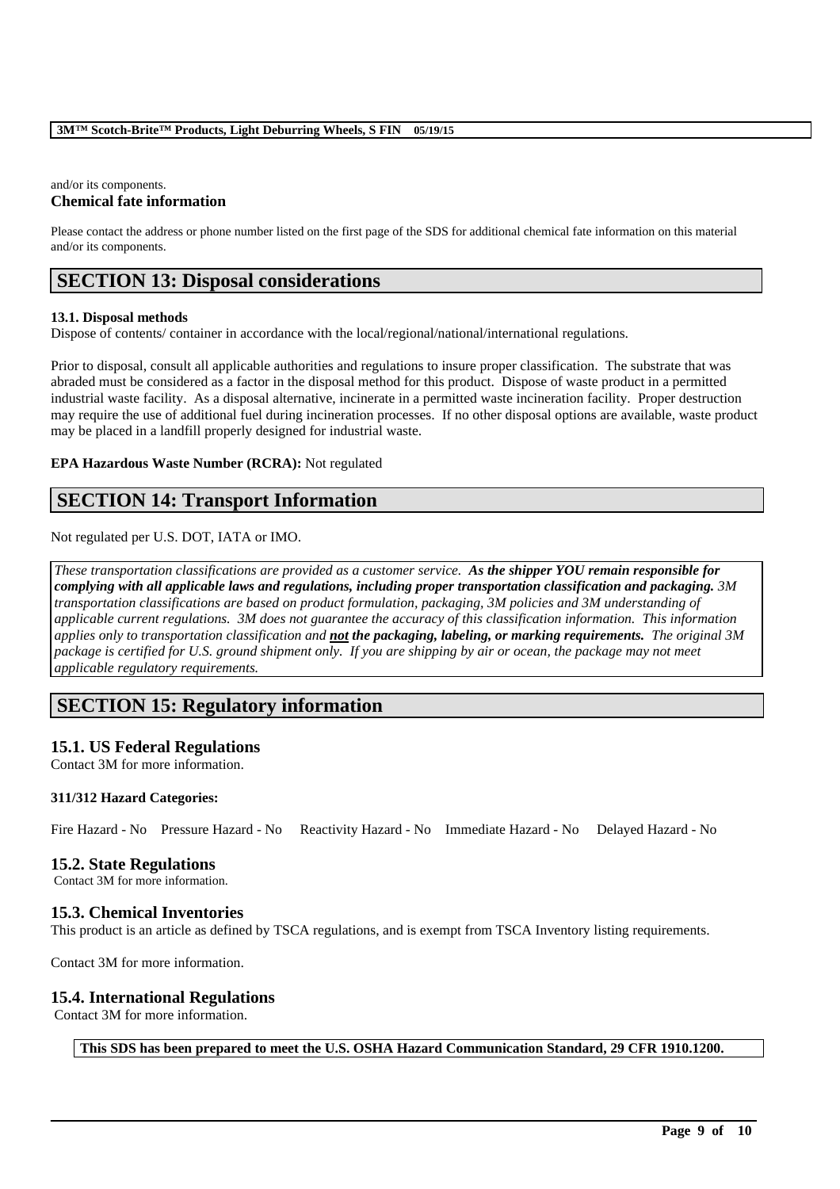and/or its components.

**Chemical fate information**

Please contact the address or phone number listed on the first page of the SDS for additional chemical fate information on this material and/or its components.

## SECTION 13: Disposal considerations

**13.1. Disposal methods**

Dispose of contents/ container in accordance with the local/regional/national/international regulations.

Prior to disposal, consult all applicable authorities and regulations to insure proper classification. The substrate that was abraded must be considered as a factor in the disposal method for this product. Dispose of waste product in a permitted industrial waste facility. As a disposal alternative, incinerate in a permitted waste incineration facility. Proper destruction may require the use of additional fuel during incineration processes. If no other disposal options are available, waste product may be placed in a landfill properly designed for industrial waste.

**EPA Hazardous Waste Number (RCRA):** Not regulated

## SECTION 14: Transport Information

Not regulated per U.S. DOT, IATA or IMO.

*These transportation classifications are provided as a customer service.* ***As the shipper YOU remain responsible for complying with all applicable laws and regulations, including proper transportation classification and packaging.*** *3M transportation classifications are based on product formulation, packaging, 3M policies and 3M understanding of applicable current regulations. 3M does not guarantee the accuracy of this classification information. This information applies only to transportation classification and* ***not the packaging, labeling, or marking requirements.*** *The original 3M package is certified for U.S. ground shipment only. If you are shipping by air or ocean, the package may not meet applicable regulatory requirements.*

## SECTION 15: Regulatory information

### 15.1. US Federal Regulations

Contact 3M for more information.

**311/312 Hazard Categories:**

Fire Hazard - No  Pressure Hazard - No  Reactivity Hazard - No  Immediate Hazard - No  Delayed Hazard - No

### 15.2. State Regulations

Contact 3M for more information.

### 15.3. Chemical Inventories

This product is an article as defined by TSCA regulations, and is exempt from TSCA Inventory listing requirements.

Contact 3M for more information.

### 15.4. International Regulations

Contact 3M for more information.

**This SDS has been prepared to meet the U.S. OSHA Hazard Communication Standard, 29 CFR 1910.1200.**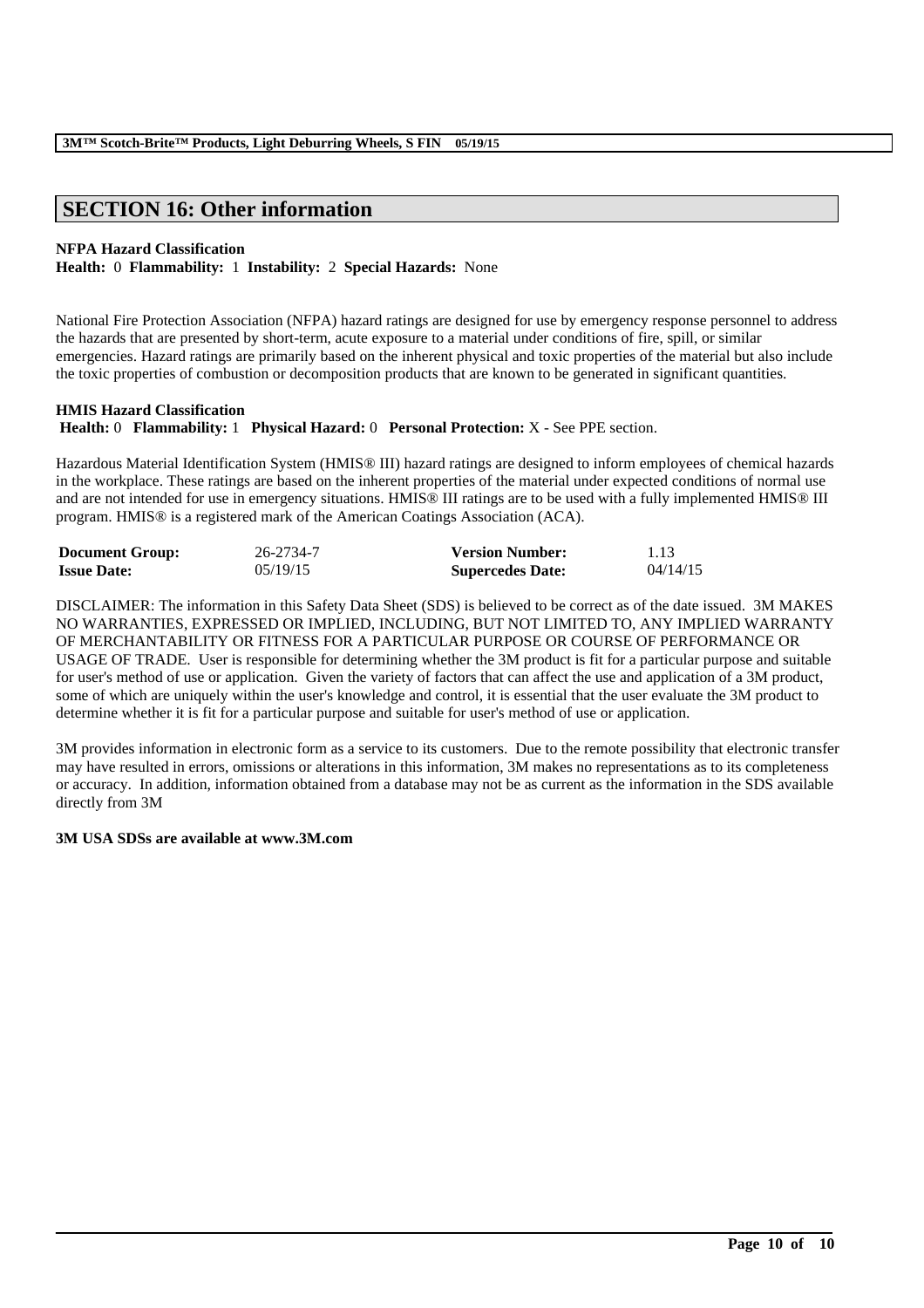## SECTION 16: Other information

**NFPA Hazard Classification**
**Health:** 0 **Flammability:** 1 **Instability:** 2 **Special Hazards:** None

National Fire Protection Association (NFPA) hazard ratings are designed for use by emergency response personnel to address the hazards that are presented by short-term, acute exposure to a material under conditions of fire, spill, or similar emergencies. Hazard ratings are primarily based on the inherent physical and toxic properties of the material but also include the toxic properties of combustion or decomposition products that are known to be generated in significant quantities.

**HMIS Hazard Classification**
**Health:** 0 **Flammability:** 1 **Physical Hazard:** 0 **Personal Protection:** X - See PPE section.

Hazardous Material Identification System (HMIS® III) hazard ratings are designed to inform employees of chemical hazards in the workplace. These ratings are based on the inherent properties of the material under expected conditions of normal use and are not intended for use in emergency situations. HMIS® III ratings are to be used with a fully implemented HMIS® III program. HMIS® is a registered mark of the American Coatings Association (ACA).

| | | | |
|---|---|---|---|
| **Document Group:** | 26-2734-7 | **Version Number:** | 1.13 |
| **Issue Date:** | 05/19/15 | **Supercedes Date:** | 04/14/15 |

DISCLAIMER: The information in this Safety Data Sheet (SDS) is believed to be correct as of the date issued. 3M MAKES NO WARRANTIES, EXPRESSED OR IMPLIED, INCLUDING, BUT NOT LIMITED TO, ANY IMPLIED WARRANTY OF MERCHANTABILITY OR FITNESS FOR A PARTICULAR PURPOSE OR COURSE OF PERFORMANCE OR USAGE OF TRADE. User is responsible for determining whether the 3M product is fit for a particular purpose and suitable for user's method of use or application. Given the variety of factors that can affect the use and application of a 3M product, some of which are uniquely within the user's knowledge and control, it is essential that the user evaluate the 3M product to determine whether it is fit for a particular purpose and suitable for user's method of use or application.

3M provides information in electronic form as a service to its customers. Due to the remote possibility that electronic transfer may have resulted in errors, omissions or alterations in this information, 3M makes no representations as to its completeness or accuracy. In addition, information obtained from a database may not be as current as the information in the SDS available directly from 3M

**3M USA SDSs are available at www.3M.com**